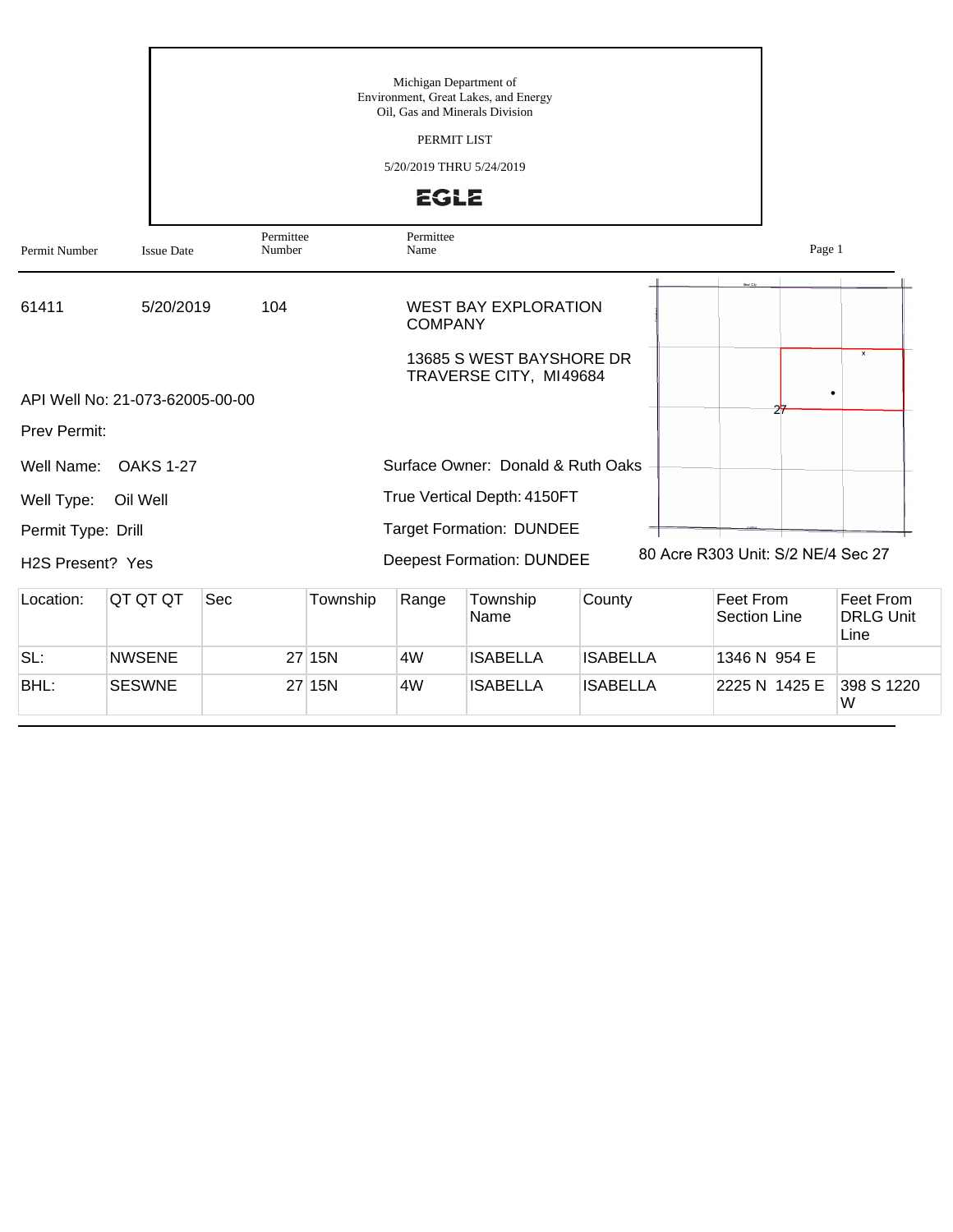Michigan Department of
Environment, Great Lakes, and Energy
Oil, Gas and Minerals Division

PERMIT LIST

5/20/2019 THRU 5/24/2019

EGLE

| Permit Number | Issue Date | Permittee Number | Permittee Name |
|---|---|---|---|
| 61411 | 5/20/2019 | 104 | WEST BAY EXPLORATION COMPANY<br>13685 S WEST BAYSHORE DR<br>TRAVERSE CITY, MI49684 |

API Well No: 21-073-62005-00-00

Prev Permit:

Well Name: OAKS 1-27

Well Type: Oil Well

Permit Type: Drill

H2S Present? Yes

Surface Owner: Donald & Ruth Oaks

True Vertical Depth: 4150FT

Target Formation: DUNDEE

Deepest Formation: DUNDEE

80 Acre R303 Unit: S/2 NE/4 Sec 27

| Location: | QT QT QT | Sec | Township | Range | Township Name | County | Feet From Section Line | Feet From DRLG Unit Line |
|---|---|---|---|---|---|---|---|---|
| SL: | NWSENE | 27 | 15N | 4W | ISABELLA | ISABELLA | 1346 N 954 E | |
| BHL: | SESWNE | 27 | 15N | 4W | ISABELLA | ISABELLA | 2225 N 1425 E | 398 S 1220 W |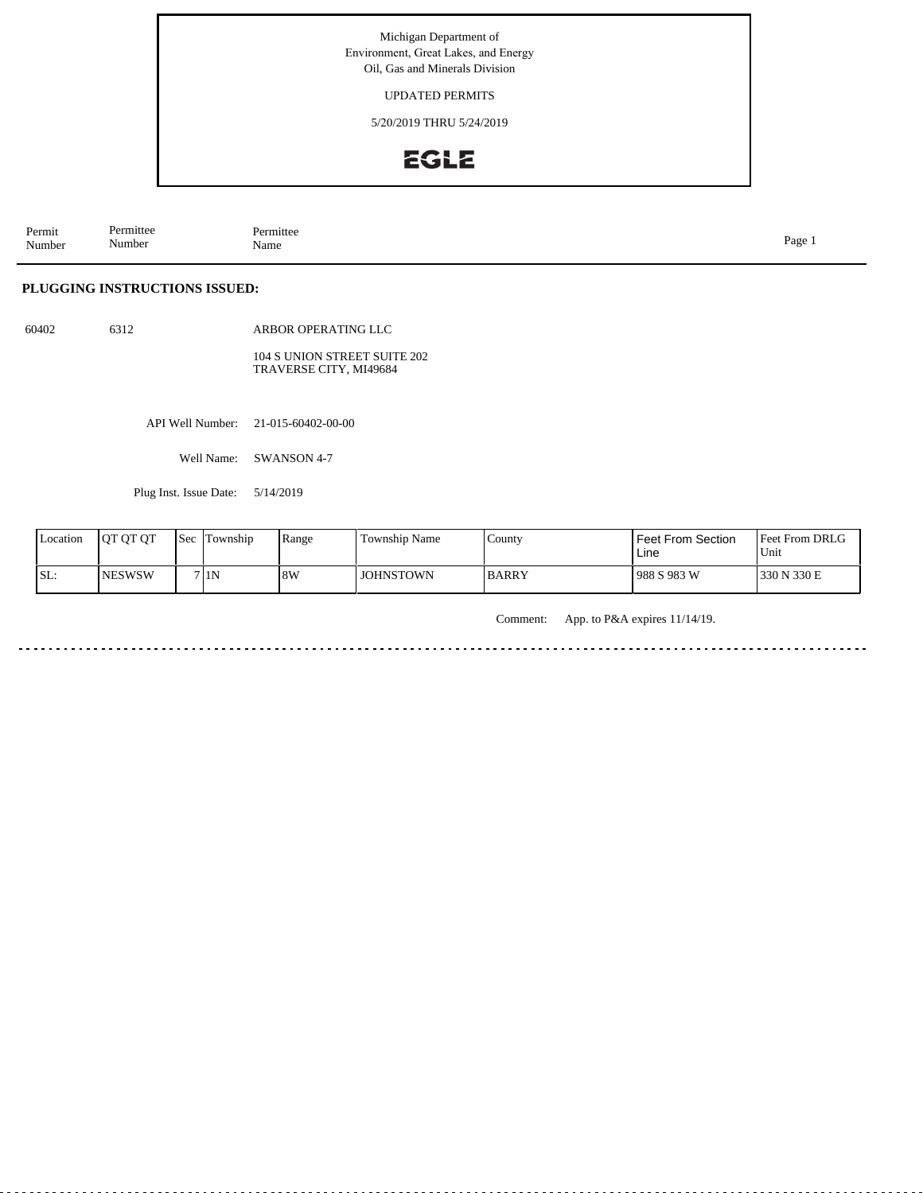Michigan Department of
Environment, Great Lakes, and Energy
Oil, Gas and Minerals Division

UPDATED PERMITS

5/20/2019 THRU 5/24/2019

EGLE

| Permit Number | Permittee Number | Permittee Name |
|---|---|---|

## PLUGGING INSTRUCTIONS ISSUED:

60402 6312 ARBOR OPERATING LLC

104 S UNION STREET SUITE 202
TRAVERSE CITY, MI49684

API Well Number: 21-015-60402-00-00

Well Name: SWANSON 4-7

Plug Inst. Issue Date: 5/14/2019

| Location | QT QT QT | Sec | Township | Range | Township Name | County | Feet From Section Line | Feet From DRLG Unit |
|---|---|---|---|---|---|---|---|---|
| SL: | NESWSW | 7 | 1N | 8W | JOHNSTOWN | BARRY | 988 S 983 W | 330 N 330 E |

Comment: App. to P&A expires 11/14/19.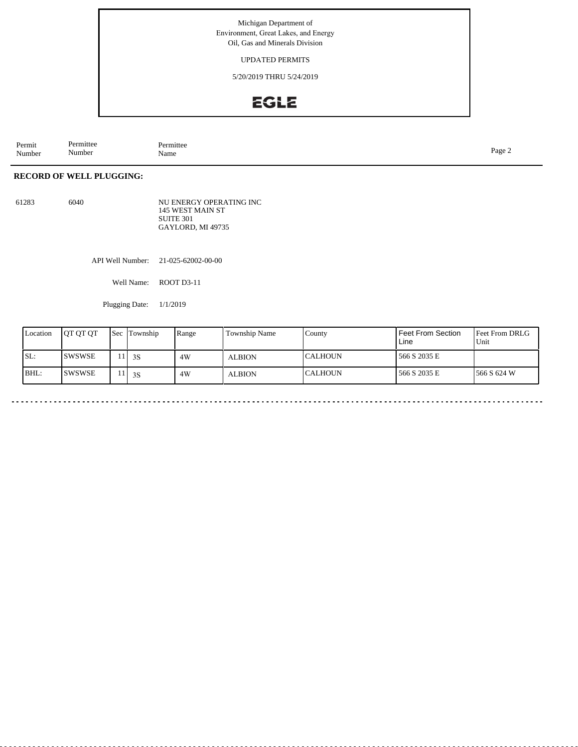Michigan Department of
Environment, Great Lakes, and Energy
Oil, Gas and Minerals Division

UPDATED PERMITS

5/20/2019 THRU 5/24/2019

EGLE

| Permit Number | Permittee Number | Permittee Name |
|---|---|---|

## RECORD OF WELL PLUGGING:

61283 6040 NU ENERGY OPERATING INC
145 WEST MAIN ST
SUITE 301
GAYLORD, MI 49735

API Well Number: 21-025-62002-00-00

Well Name: ROOT D3-11

Plugging Date: 1/1/2019

| Location | QT QT QT | Sec | Township | Range | Township Name | County | Feet From Section Line | Feet From DRLG Unit |
|---|---|---|---|---|---|---|---|---|
| SL: | SWSWSE | 11 | 3S | 4W | ALBION | CALHOUN | 566 S 2035 E | |
| BHL: | SWSWSE | 11 | 3S | 4W | ALBION | CALHOUN | 566 S 2035 E | 566 S 624 W |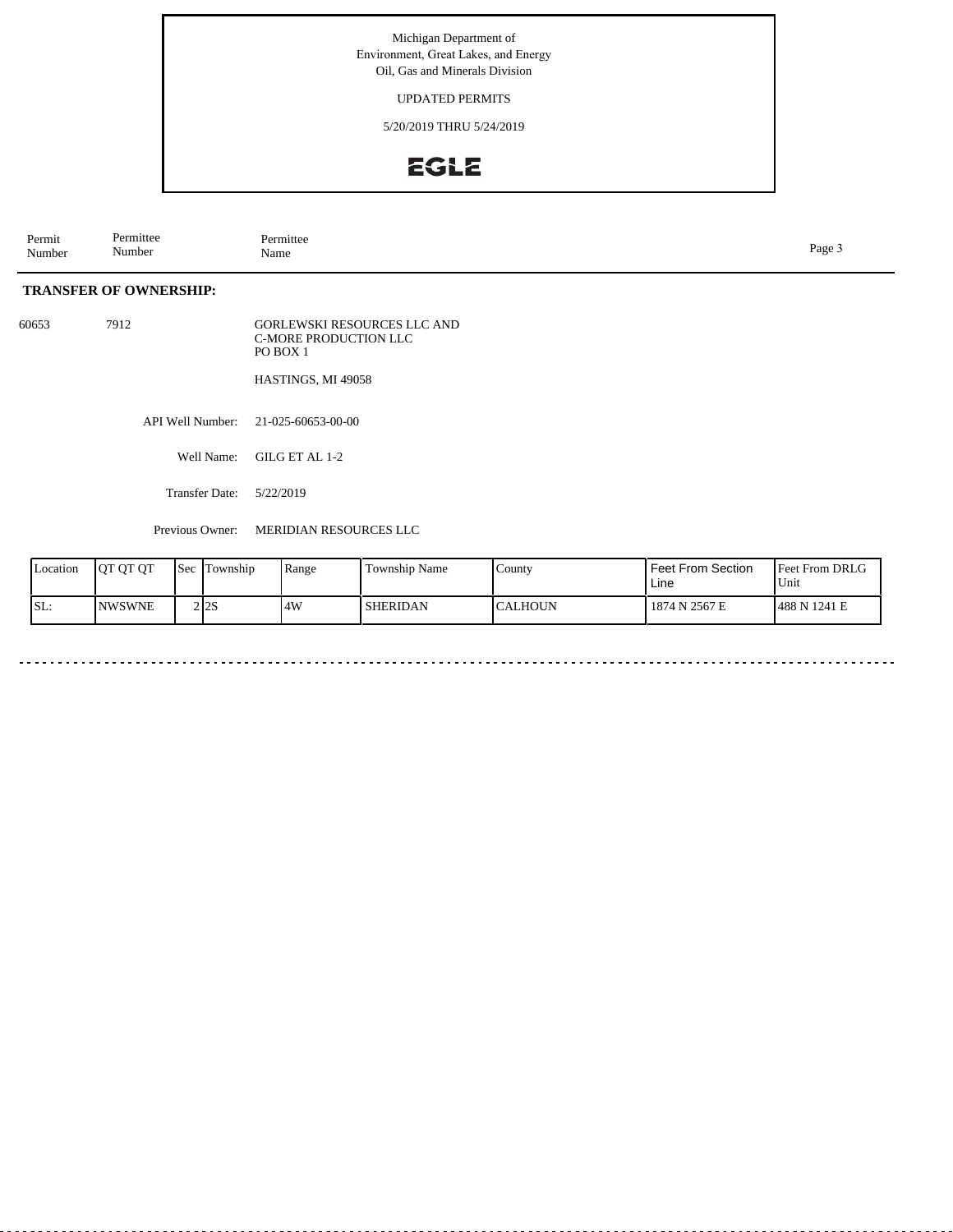Michigan Department of
Environment, Great Lakes, and Energy
Oil, Gas and Minerals Division

UPDATED PERMITS

5/20/2019 THRU 5/24/2019

EGLE

| Permit Number | Permittee Number | Permittee Name |
|---|---|---|

## TRANSFER OF OWNERSHIP:

60653 7912 GORLEWSKI RESOURCES LLC AND
C-MORE PRODUCTION LLC
PO BOX 1

HASTINGS, MI 49058

API Well Number: 21-025-60653-00-00

Well Name: GILG ET AL 1-2

Transfer Date: 5/22/2019

Previous Owner: MERIDIAN RESOURCES LLC

| Location | QT QT QT | Sec | Township | Range | Township Name | County | Feet From Section Line | Feet From DRLG Unit |
|---|---|---|---|---|---|---|---|---|
| SL: | NWSWNE | 2 | 2S | 4W | SHERIDAN | CALHOUN | 1874 N 2567 E | 488 N 1241 E |